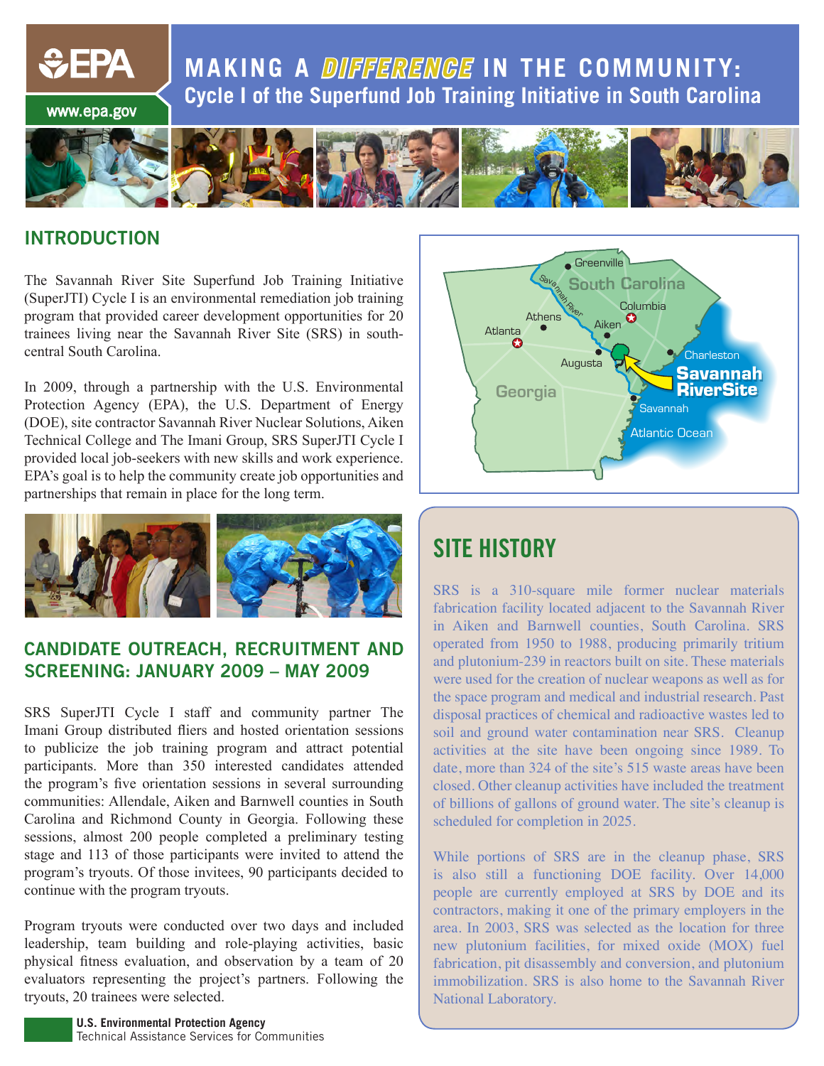# MAKING A *DIFFERENCE* IN THE COMMUNITY:

## Cycle I of the Superfund Job Training Initiative in South Carolina

## INTRODUCTION

The Savannah River Site Superfund Job Training Initiative (SuperJTI) Cycle I is an environmental remediation job training program that provided career development opportunities for 20 trainees living near the Savannah River Site (SRS) in south-central South Carolina.

In 2009, through a partnership with the U.S. Environmental Protection Agency (EPA), the U.S. Department of Energy (DOE), site contractor Savannah River Nuclear Solutions, Aiken Technical College and The Imani Group, SRS SuperJTI Cycle I provided local job-seekers with new skills and work experience. EPA's goal is to help the community create job opportunities and partnerships that remain in place for the long term.

## CANDIDATE OUTREACH, RECRUITMENT AND SCREENING: JANUARY 2009 – MAY 2009

SRS SuperJTI Cycle I staff and community partner The Imani Group distributed fliers and hosted orientation sessions to publicize the job training program and attract potential participants. More than 350 interested candidates attended the program's five orientation sessions in several surrounding communities: Allendale, Aiken and Barnwell counties in South Carolina and Richmond County in Georgia. Following these sessions, almost 200 people completed a preliminary testing stage and 113 of those participants were invited to attend the program's tryouts. Of those invitees, 90 participants decided to continue with the program tryouts.

Program tryouts were conducted over two days and included leadership, team building and role-playing activities, basic physical fitness evaluation, and observation by a team of 20 evaluators representing the project's partners. Following the tryouts, 20 trainees were selected.

## SITE HISTORY

SRS is a 310-square mile former nuclear materials fabrication facility located adjacent to the Savannah River in Aiken and Barnwell counties, South Carolina. SRS operated from 1950 to 1988, producing primarily tritium and plutonium-239 in reactors built on site. These materials were used for the creation of nuclear weapons as well as for the space program and medical and industrial research. Past disposal practices of chemical and radioactive wastes led to soil and ground water contamination near SRS. Cleanup activities at the site have been ongoing since 1989. To date, more than 324 of the site's 515 waste areas have been closed. Other cleanup activities have included the treatment of billions of gallons of ground water. The site's cleanup is scheduled for completion in 2025.

While portions of SRS are in the cleanup phase, SRS is also still a functioning DOE facility. Over 14,000 people are currently employed at SRS by DOE and its contractors, making it one of the primary employers in the area. In 2003, SRS was selected as the location for three new plutonium facilities, for mixed oxide (MOX) fuel fabrication, pit disassembly and conversion, and plutonium immobilization. SRS is also home to the Savannah River National Laboratory.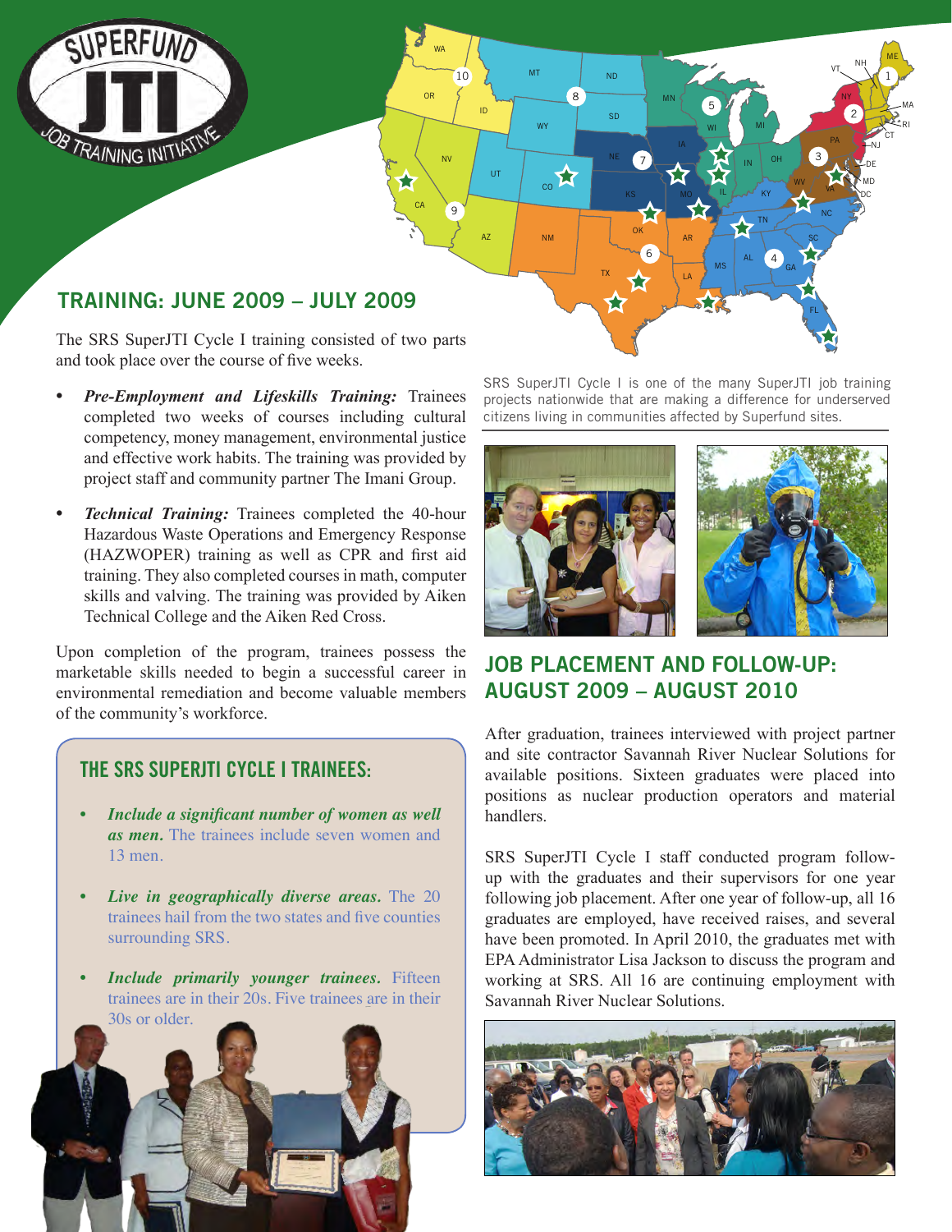## TRAINING: JUNE 2009 – JULY 2009

The SRS SuperJTI Cycle I training consisted of two parts and took place over the course of five weeks.

- ***Pre-Employment and Lifeskills Training:*** Trainees completed two weeks of courses including cultural competency, money management, environmental justice and effective work habits. The training was provided by project staff and community partner The Imani Group.
- ***Technical Training:*** Trainees completed the 40-hour Hazardous Waste Operations and Emergency Response (HAZWOPER) training as well as CPR and first aid training. They also completed courses in math, computer skills and valving. The training was provided by Aiken Technical College and the Aiken Red Cross.

Upon completion of the program, trainees possess the marketable skills needed to begin a successful career in environmental remediation and become valuable members of the community's workforce.

### THE SRS SUPERJTI CYCLE I TRAINEES:

- ***Include a significant number of women as well as men.*** The trainees include seven women and 13 men.
- ***Live in geographically diverse areas.*** The 20 trainees hail from the two states and five counties surrounding SRS.
- ***Include primarily younger trainees.*** Fifteen trainees are in their 20s. Five trainees are in their 30s or older.

SRS SuperJTI Cycle I is one of the many SuperJTI job training projects nationwide that are making a difference for underserved citizens living in communities affected by Superfund sites.

## JOB PLACEMENT AND FOLLOW-UP: AUGUST 2009 – AUGUST 2010

After graduation, trainees interviewed with project partner and site contractor Savannah River Nuclear Solutions for available positions. Sixteen graduates were placed into positions as nuclear production operators and material handlers.

SRS SuperJTI Cycle I staff conducted program follow-up with the graduates and their supervisors for one year following job placement. After one year of follow-up, all 16 graduates are employed, have received raises, and several have been promoted. In April 2010, the graduates met with EPA Administrator Lisa Jackson to discuss the program and working at SRS. All 16 are continuing employment with Savannah River Nuclear Solutions.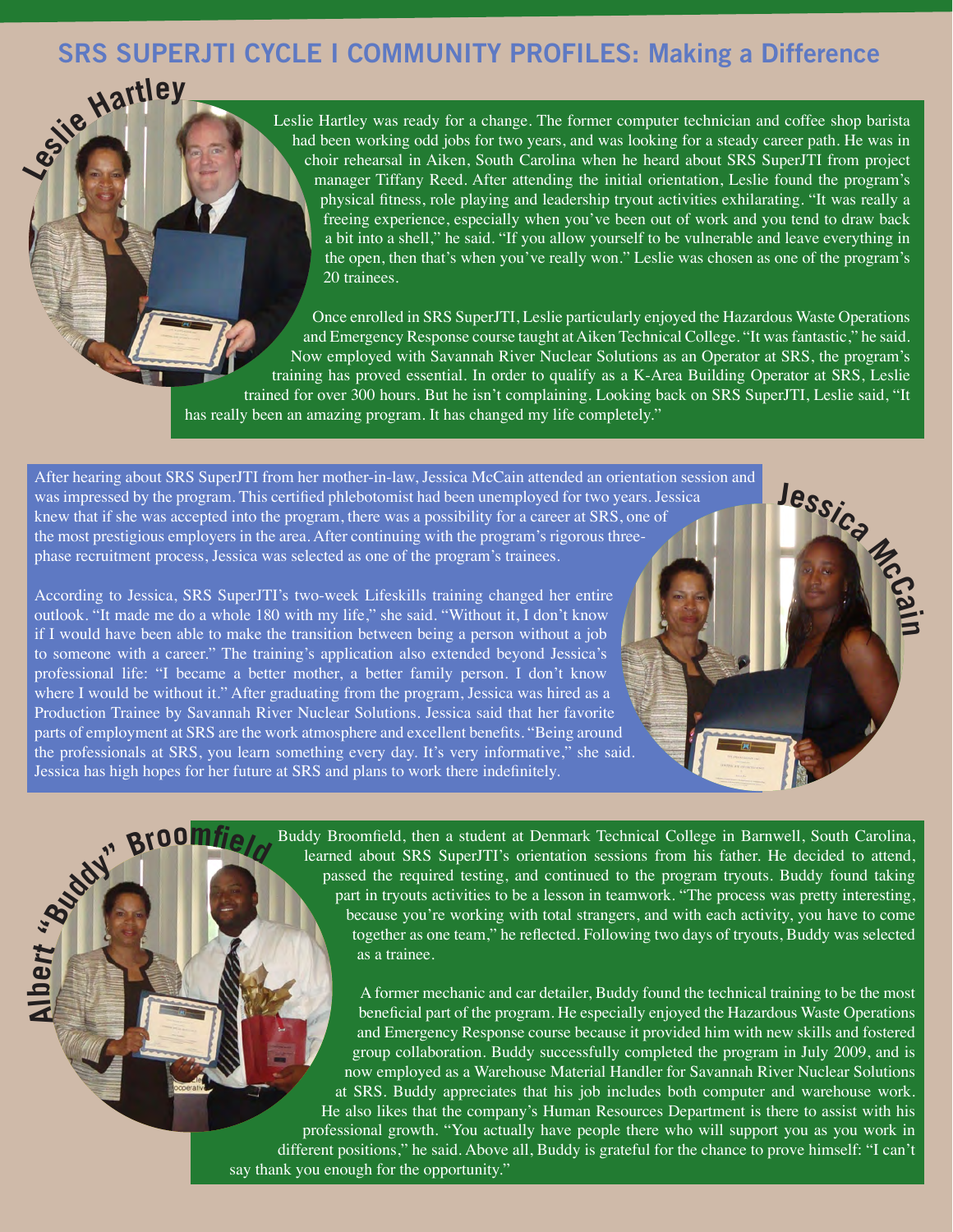## SRS SUPERJTI CYCLE I COMMUNITY PROFILES: Making a Difference

### Leslie Hartley

Leslie Hartley was ready for a change. The former computer technician and coffee shop barista had been working odd jobs for two years, and was looking for a steady career path. He was in choir rehearsal in Aiken, South Carolina when he heard about SRS SuperJTI from project manager Tiffany Reed. After attending the initial orientation, Leslie found the program's physical fitness, role playing and leadership tryout activities exhilarating. "It was really a freeing experience, especially when you've been out of work and you tend to draw back a bit into a shell," he said. "If you allow yourself to be vulnerable and leave everything in the open, then that's when you've really won." Leslie was chosen as one of the program's 20 trainees.

Once enrolled in SRS SuperJTI, Leslie particularly enjoyed the Hazardous Waste Operations and Emergency Response course taught at Aiken Technical College. "It was fantastic," he said. Now employed with Savannah River Nuclear Solutions as an Operator at SRS, the program's training has proved essential. In order to qualify as a K-Area Building Operator at SRS, Leslie trained for over 300 hours. But he isn't complaining. Looking back on SRS SuperJTI, Leslie said, "It has really been an amazing program. It has changed my life completely."

### Jessica McCain

After hearing about SRS SuperJTI from her mother-in-law, Jessica McCain attended an orientation session and was impressed by the program. This certified phlebotomist had been unemployed for two years. Jessica knew that if she was accepted into the program, there was a possibility for a career at SRS, one of the most prestigious employers in the area. After continuing with the program's rigorous three-phase recruitment process, Jessica was selected as one of the program's trainees.

According to Jessica, SRS SuperJTI's two-week Lifeskills training changed her entire outlook. "It made me do a whole 180 with my life," she said. "Without it, I don't know if I would have been able to make the transition between being a person without a job to someone with a career." The training's application also extended beyond Jessica's professional life: "I became a better mother, a better family person. I don't know where I would be without it." After graduating from the program, Jessica was hired as a Production Trainee by Savannah River Nuclear Solutions. Jessica said that her favorite parts of employment at SRS are the work atmosphere and excellent benefits. "Being around the professionals at SRS, you learn something every day. It's very informative," she said. Jessica has high hopes for her future at SRS and plans to work there indefinitely.

### Albert "Buddy" Broomfield

Buddy Broomfield, then a student at Denmark Technical College in Barnwell, South Carolina, learned about SRS SuperJTI's orientation sessions from his father. He decided to attend, passed the required testing, and continued to the program tryouts. Buddy found taking part in tryouts activities to be a lesson in teamwork. "The process was pretty interesting, because you're working with total strangers, and with each activity, you have to come together as one team," he reflected. Following two days of tryouts, Buddy was selected as a trainee.

A former mechanic and car detailer, Buddy found the technical training to be the most beneficial part of the program. He especially enjoyed the Hazardous Waste Operations and Emergency Response course because it provided him with new skills and fostered group collaboration. Buddy successfully completed the program in July 2009, and is now employed as a Warehouse Material Handler for Savannah River Nuclear Solutions at SRS. Buddy appreciates that his job includes both computer and warehouse work. He also likes that the company's Human Resources Department is there to assist with his professional growth. "You actually have people there who will support you as you work in different positions," he said. Above all, Buddy is grateful for the chance to prove himself: "I can't say thank you enough for the opportunity."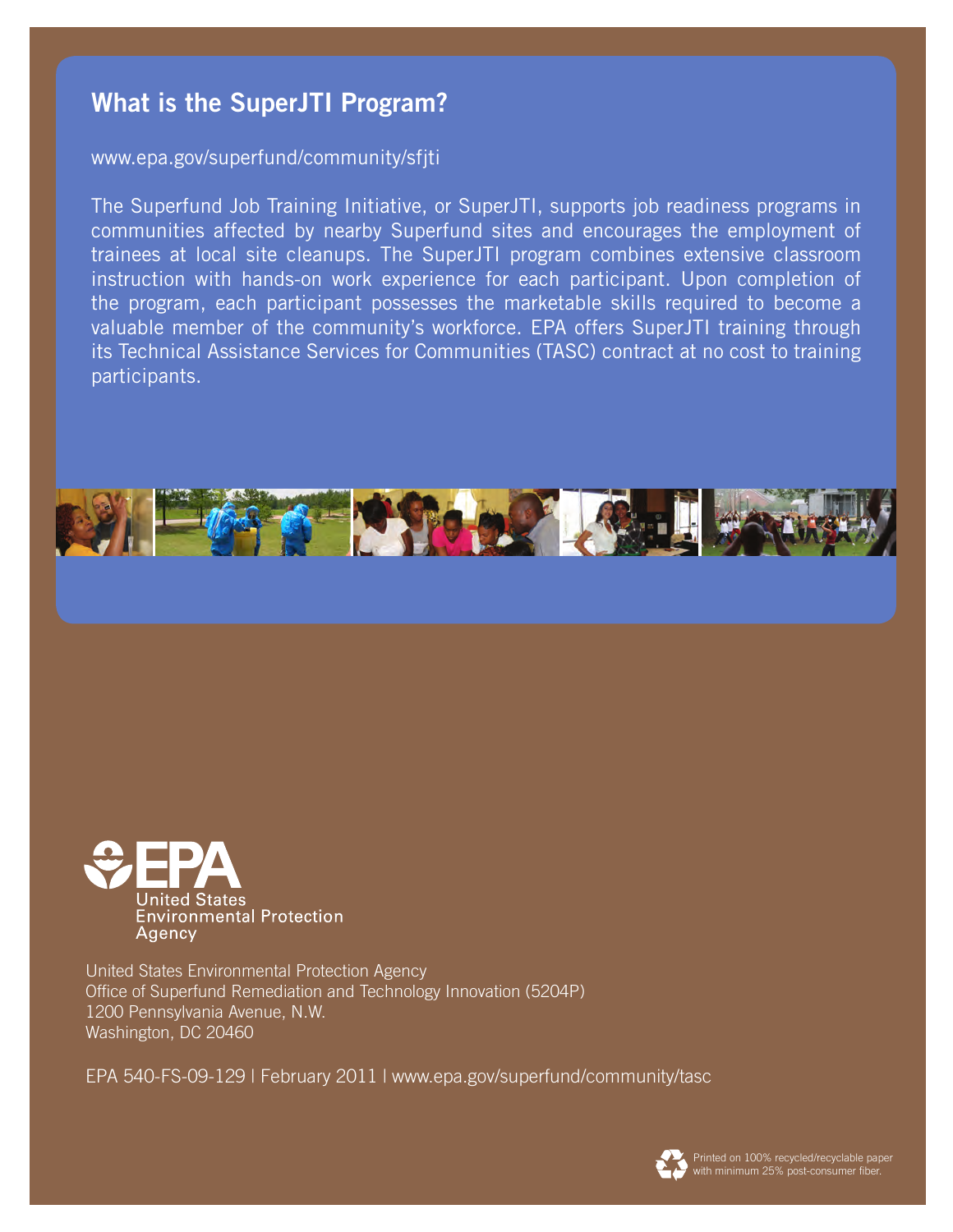## What is the SuperJTI Program?

www.epa.gov/superfund/community/sfjti

The Superfund Job Training Initiative, or SuperJTI, supports job readiness programs in communities affected by nearby Superfund sites and encourages the employment of trainees at local site cleanups. The SuperJTI program combines extensive classroom instruction with hands-on work experience for each participant. Upon completion of the program, each participant possesses the marketable skills required to become a valuable member of the community's workforce. EPA offers SuperJTI training through its Technical Assistance Services for Communities (TASC) contract at no cost to training participants.

EPA
United States
Environmental Protection
Agency

United States Environmental Protection Agency
Office of Superfund Remediation and Technology Innovation (5204P)
1200 Pennsylvania Avenue, N.W.
Washington, DC 20460

EPA 540-FS-09-129 | February 2011 | www.epa.gov/superfund/community/tasc

Printed on 100% recycled/recyclable paper with minimum 25% post-consumer fiber.